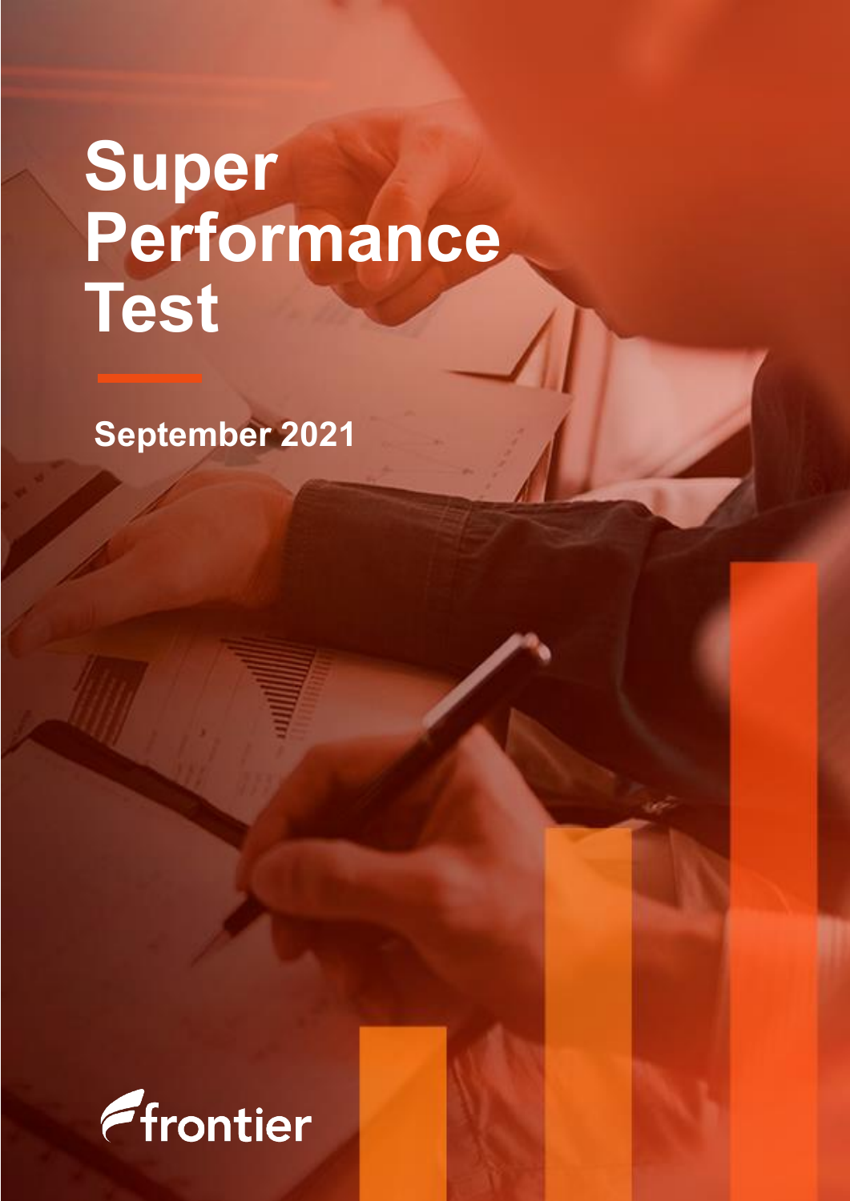# Super Performance Test

**September 2021**

frontier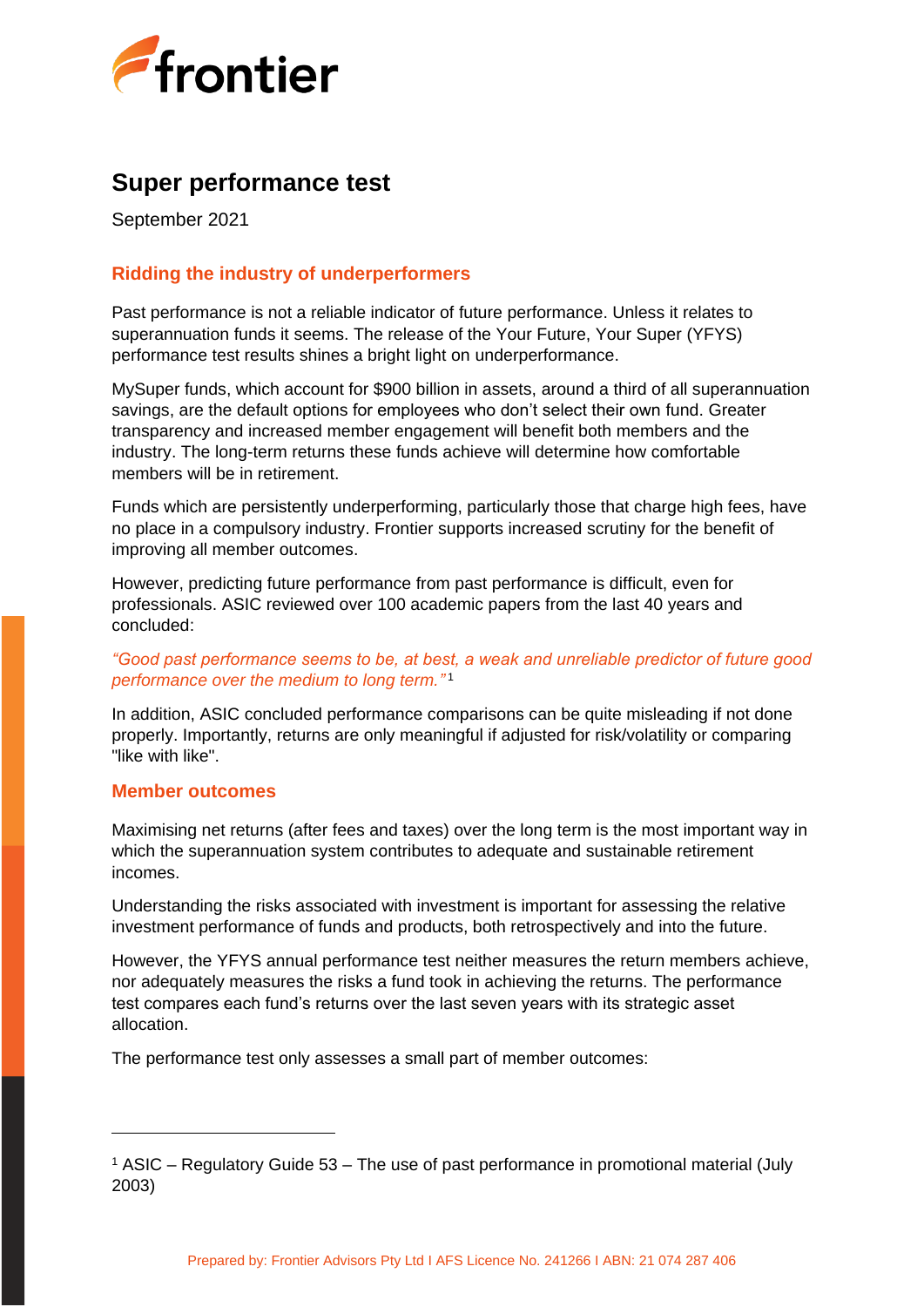# Super performance test

September 2021

## Ridding the industry of underperformers

Past performance is not a reliable indicator of future performance. Unless it relates to superannuation funds it seems. The release of the Your Future, Your Super (YFYS) performance test results shines a bright light on underperformance.

MySuper funds, which account for $900 billion in assets, around a third of all superannuation savings, are the default options for employees who don't select their own fund. Greater transparency and increased member engagement will benefit both members and the industry. The long-term returns these funds achieve will determine how comfortable members will be in retirement.

Funds which are persistently underperforming, particularly those that charge high fees, have no place in a compulsory industry. Frontier supports increased scrutiny for the benefit of improving all member outcomes.

However, predicting future performance from past performance is difficult, even for professionals. ASIC reviewed over 100 academic papers from the last 40 years and concluded:

*"Good past performance seems to be, at best, a weak and unreliable predictor of future good performance over the medium to long term."*[1]

In addition, ASIC concluded performance comparisons can be quite misleading if not done properly. Importantly, returns are only meaningful if adjusted for risk/volatility or comparing "like with like".

## Member outcomes

Maximising net returns (after fees and taxes) over the long term is the most important way in which the superannuation system contributes to adequate and sustainable retirement incomes.

Understanding the risks associated with investment is important for assessing the relative investment performance of funds and products, both retrospectively and into the future.

However, the YFYS annual performance test neither measures the return members achieve, nor adequately measures the risks a fund took in achieving the returns. The performance test compares each fund's returns over the last seven years with its strategic asset allocation.

The performance test only assesses a small part of member outcomes:

---

[1] ASIC – Regulatory Guide 53 – The use of past performance in promotional material (July 2003)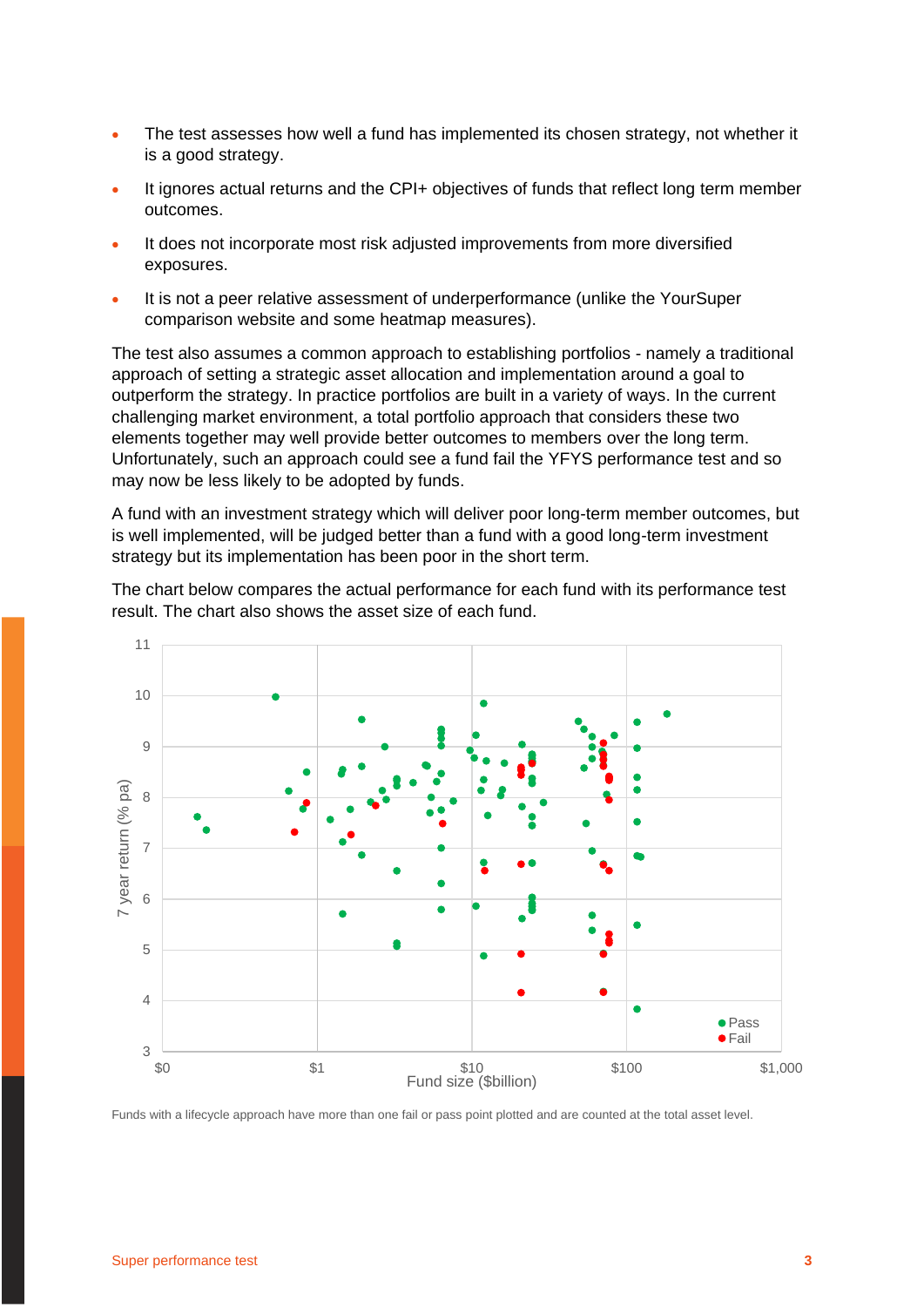- The test assesses how well a fund has implemented its chosen strategy, not whether it is a good strategy.
- It ignores actual returns and the CPI+ objectives of funds that reflect long term member outcomes.
- It does not incorporate most risk adjusted improvements from more diversified exposures.
- It is not a peer relative assessment of underperformance (unlike the YourSuper comparison website and some heatmap measures).

The test also assumes a common approach to establishing portfolios - namely a traditional approach of setting a strategic asset allocation and implementation around a goal to outperform the strategy. In practice portfolios are built in a variety of ways. In the current challenging market environment, a total portfolio approach that considers these two elements together may well provide better outcomes to members over the long term. Unfortunately, such an approach could see a fund fail the YFYS performance test and so may now be less likely to be adopted by funds.

A fund with an investment strategy which will deliver poor long-term member outcomes, but is well implemented, will be judged better than a fund with a good long-term investment strategy but its implementation has been poor in the short term.

The chart below compares the actual performance for each fund with its performance test result. The chart also shows the asset size of each fund.

Funds with a lifecycle approach have more than one fail or pass point plotted and are counted at the total asset level.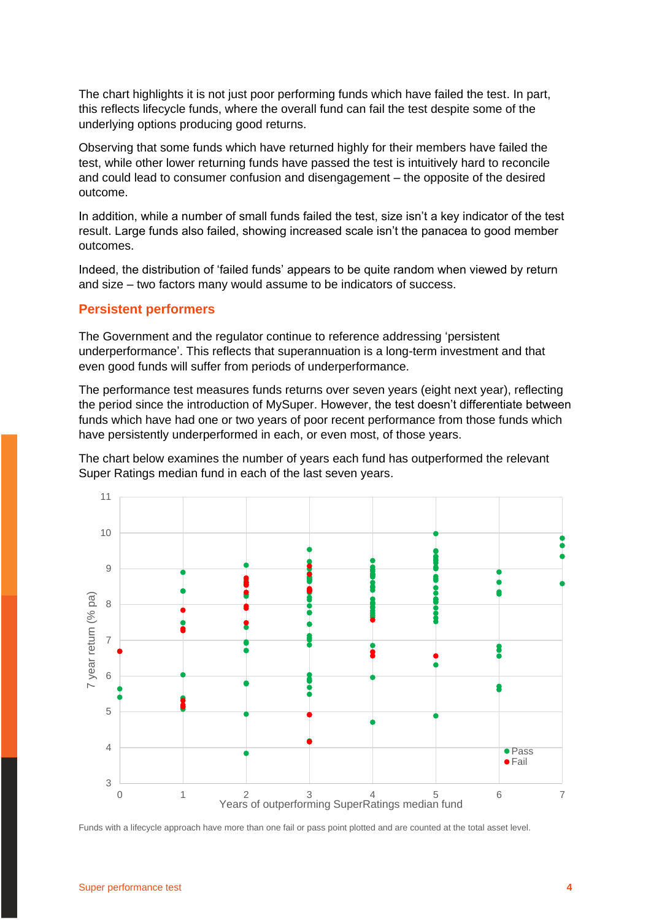The chart highlights it is not just poor performing funds which have failed the test. In part, this reflects lifecycle funds, where the overall fund can fail the test despite some of the underlying options producing good returns.

Observing that some funds which have returned highly for their members have failed the test, while other lower returning funds have passed the test is intuitively hard to reconcile and could lead to consumer confusion and disengagement – the opposite of the desired outcome.

In addition, while a number of small funds failed the test, size isn't a key indicator of the test result. Large funds also failed, showing increased scale isn't the panacea to good member outcomes.

Indeed, the distribution of 'failed funds' appears to be quite random when viewed by return and size – two factors many would assume to be indicators of success.

## Persistent performers

The Government and the regulator continue to reference addressing 'persistent underperformance'. This reflects that superannuation is a long-term investment and that even good funds will suffer from periods of underperformance.

The performance test measures funds returns over seven years (eight next year), reflecting the period since the introduction of MySuper. However, the test doesn't differentiate between funds which have had one or two years of poor recent performance from those funds which have persistently underperformed in each, or even most, of those years.

The chart below examines the number of years each fund has outperformed the relevant Super Ratings median fund in each of the last seven years.

Funds with a lifecycle approach have more than one fail or pass point plotted and are counted at the total asset level.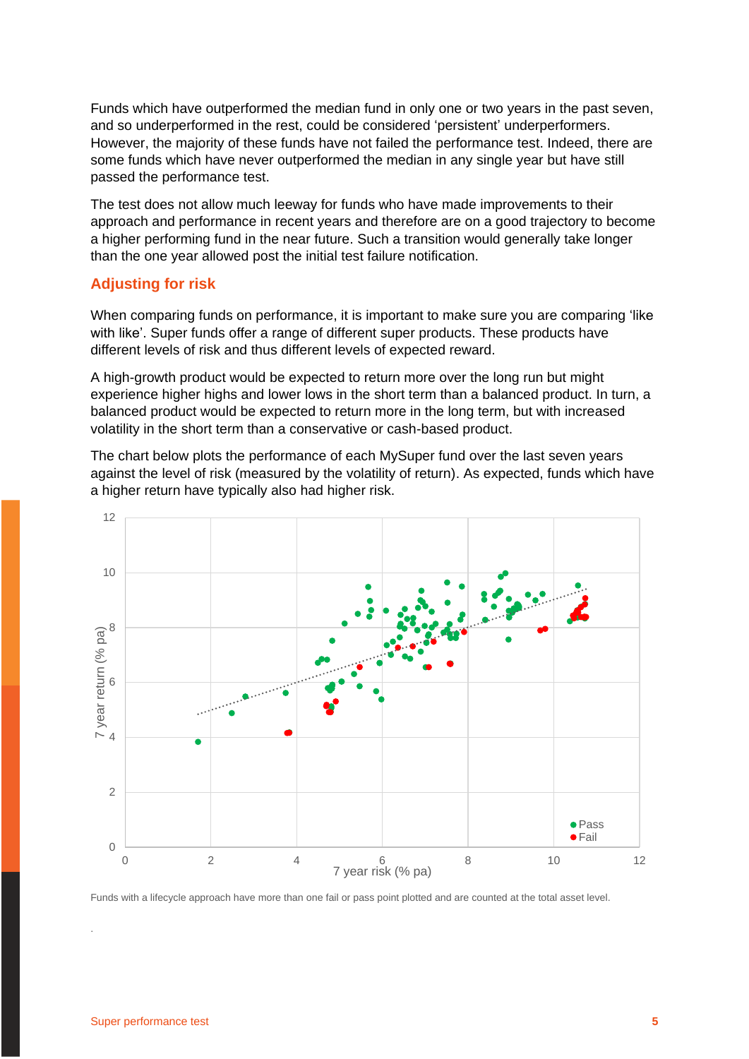Funds which have outperformed the median fund in only one or two years in the past seven, and so underperformed in the rest, could be considered 'persistent' underperformers. However, the majority of these funds have not failed the performance test. Indeed, there are some funds which have never outperformed the median in any single year but have still passed the performance test.

The test does not allow much leeway for funds who have made improvements to their approach and performance in recent years and therefore are on a good trajectory to become a higher performing fund in the near future. Such a transition would generally take longer than the one year allowed post the initial test failure notification.

## Adjusting for risk

When comparing funds on performance, it is important to make sure you are comparing 'like with like'. Super funds offer a range of different super products. These products have different levels of risk and thus different levels of expected reward.

A high-growth product would be expected to return more over the long run but might experience higher highs and lower lows in the short term than a balanced product. In turn, a balanced product would be expected to return more in the long term, but with increased volatility in the short term than a conservative or cash-based product.

The chart below plots the performance of each MySuper fund over the last seven years against the level of risk (measured by the volatility of return). As expected, funds which have a higher return have typically also had higher risk.

Funds with a lifecycle approach have more than one fail or pass point plotted and are counted at the total asset level.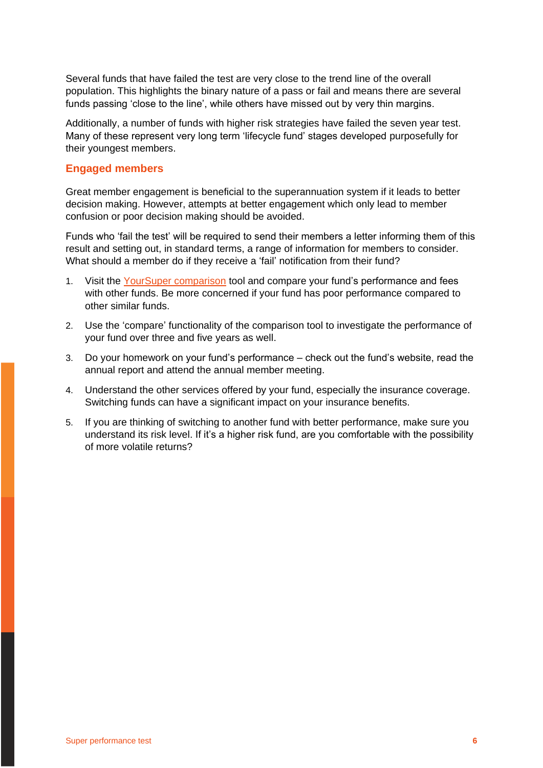Several funds that have failed the test are very close to the trend line of the overall population. This highlights the binary nature of a pass or fail and means there are several funds passing ‘close to the line’, while others have missed out by very thin margins.

Additionally, a number of funds with higher risk strategies have failed the seven year test. Many of these represent very long term ‘lifecycle fund’ stages developed purposefully for their youngest members.

## Engaged members

Great member engagement is beneficial to the superannuation system if it leads to better decision making. However, attempts at better engagement which only lead to member confusion or poor decision making should be avoided.

Funds who ‘fail the test’ will be required to send their members a letter informing them of this result and setting out, in standard terms, a range of information for members to consider. What should a member do if they receive a ‘fail’ notification from their fund?

1. Visit the YourSuper comparison tool and compare your fund’s performance and fees with other funds. Be more concerned if your fund has poor performance compared to other similar funds.
2. Use the ‘compare’ functionality of the comparison tool to investigate the performance of your fund over three and five years as well.
3. Do your homework on your fund’s performance – check out the fund’s website, read the annual report and attend the annual member meeting.
4. Understand the other services offered by your fund, especially the insurance coverage. Switching funds can have a significant impact on your insurance benefits.
5. If you are thinking of switching to another fund with better performance, make sure you understand its risk level. If it’s a higher risk fund, are you comfortable with the possibility of more volatile returns?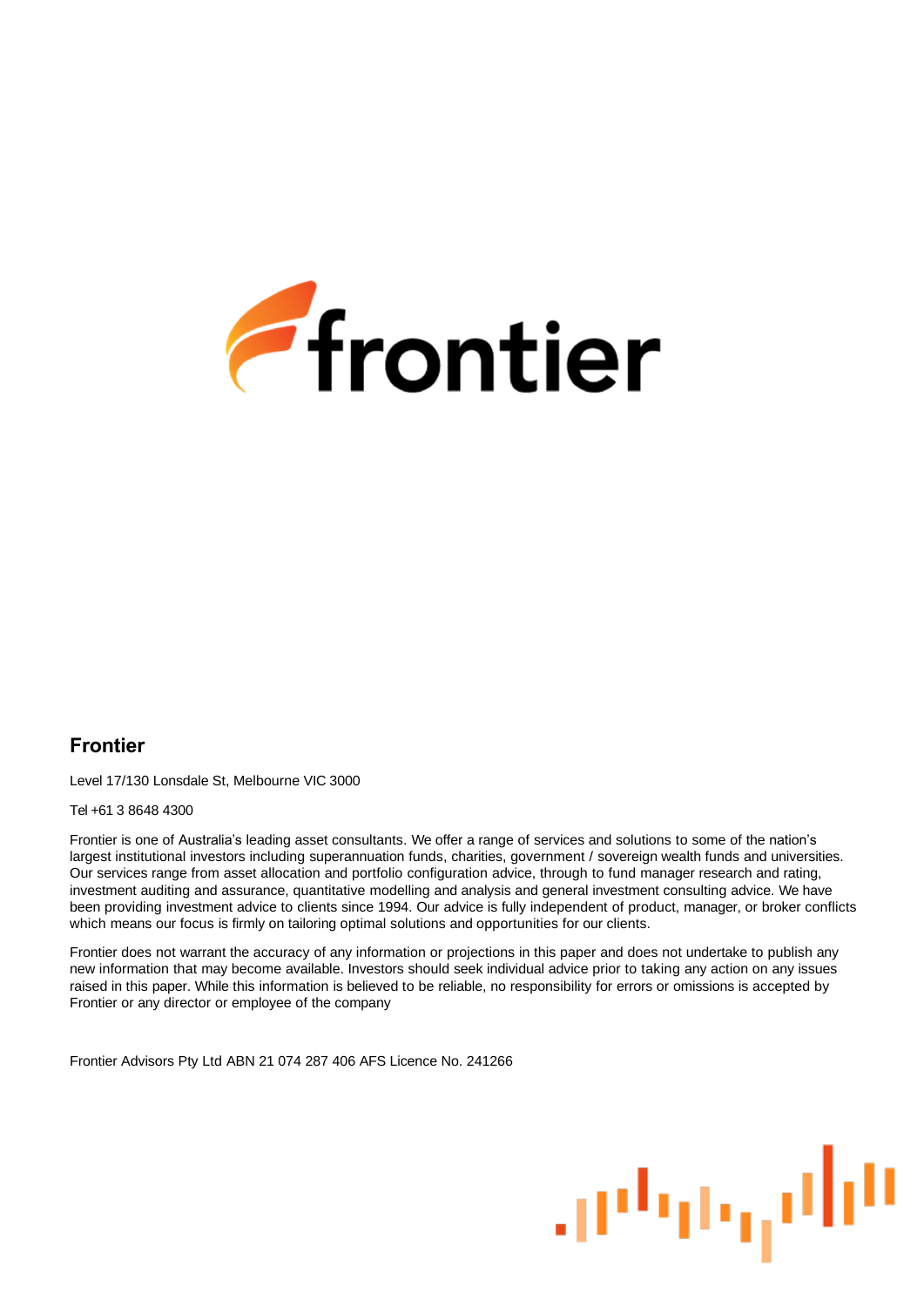## Frontier

Level 17/130 Lonsdale St, Melbourne VIC 3000

Tel +61 3 8648 4300

Frontier is one of Australia's leading asset consultants. We offer a range of services and solutions to some of the nation's largest institutional investors including superannuation funds, charities, government / sovereign wealth funds and universities. Our services range from asset allocation and portfolio configuration advice, through to fund manager research and rating, investment auditing and assurance, quantitative modelling and analysis and general investment consulting advice. We have been providing investment advice to clients since 1994. Our advice is fully independent of product, manager, or broker conflicts which means our focus is firmly on tailoring optimal solutions and opportunities for our clients.

Frontier does not warrant the accuracy of any information or projections in this paper and does not undertake to publish any new information that may become available. Investors should seek individual advice prior to taking any action on any issues raised in this paper. While this information is believed to be reliable, no responsibility for errors or omissions is accepted by Frontier or any director or employee of the company

Frontier Advisors Pty Ltd ABN 21 074 287 406 AFS Licence No. 241266